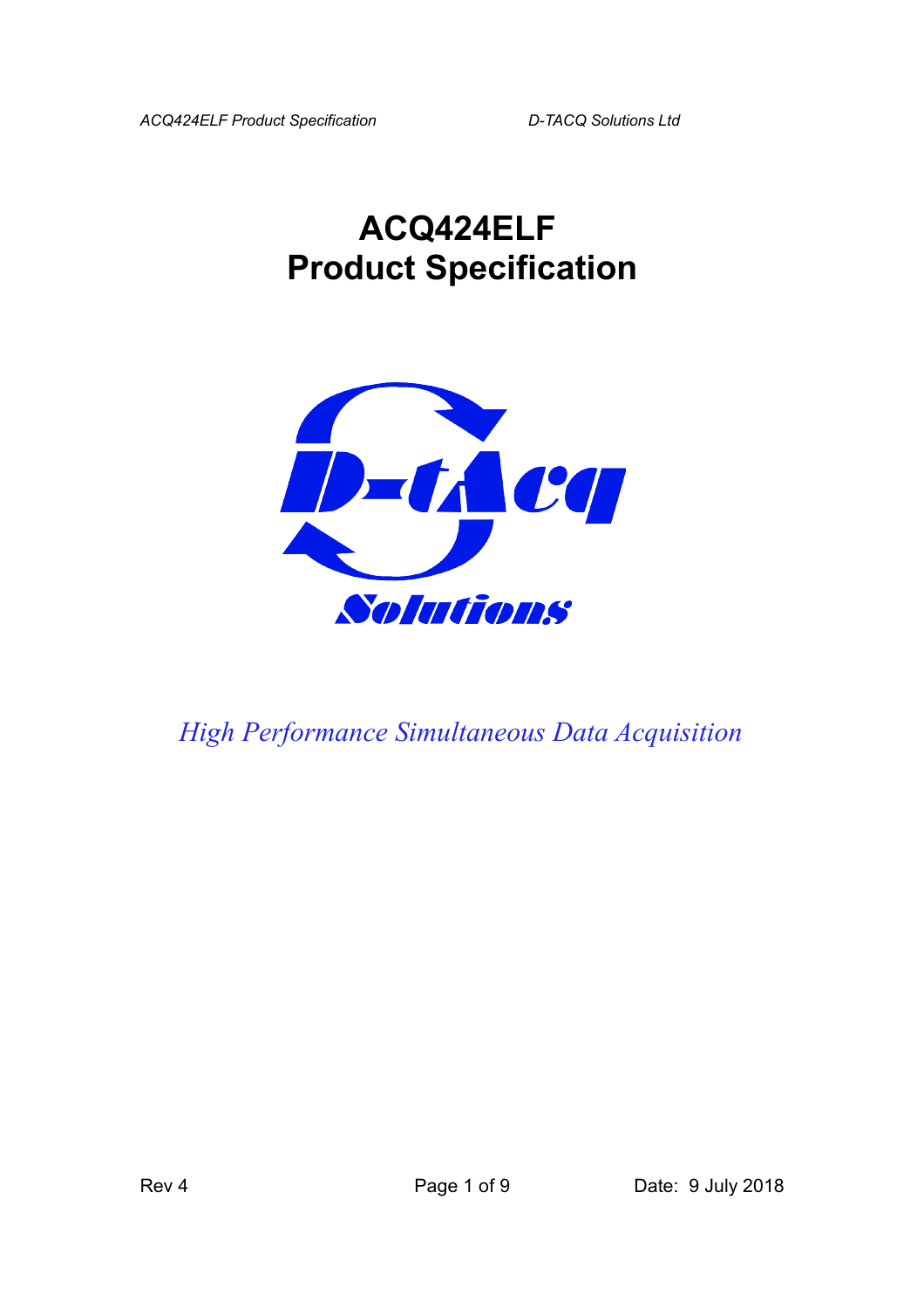# ACQ424ELF
# Product Specification

*High Performance Simultaneous Data Acquisition*

Rev 4

Date: 9 July 2018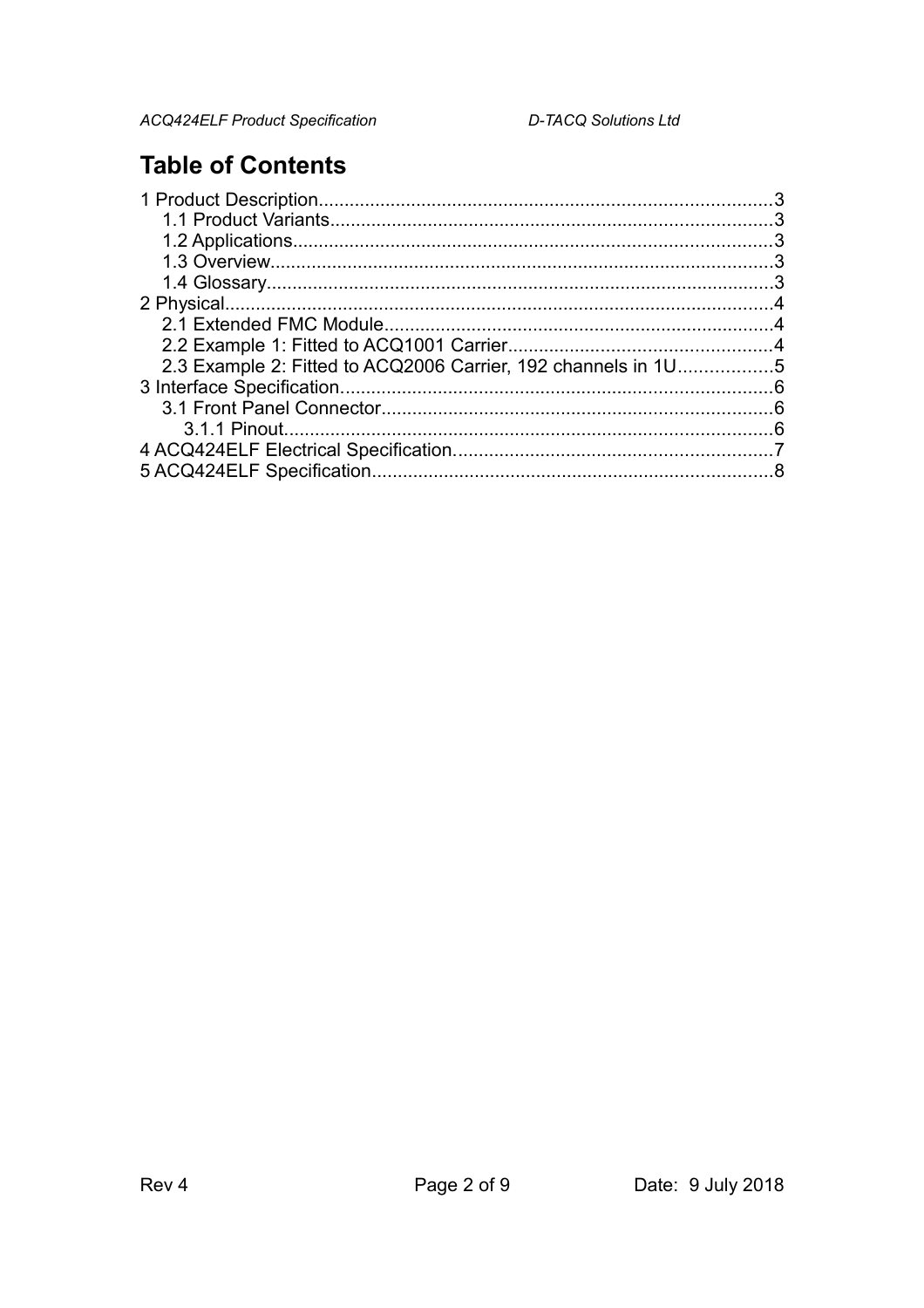# Table of Contents

1 Product Description........................................................................................3
  1.1 Product Variants......................................................................................3
  1.2 Applications.............................................................................................3
  1.3 Overview..................................................................................................3
  1.4 Glossary...................................................................................................3
2 Physical...........................................................................................................4
  2.1 Extended FMC Module............................................................................4
  2.2 Example 1: Fitted to ACQ1001 Carrier...................................................4
  2.3 Example 2: Fitted to ACQ2006 Carrier, 192 channels in 1U..................5
3 Interface Specification.....................................................................................6
  3.1 Front Panel Connector............................................................................6
    3.1.1 Pinout...............................................................................................6
4 ACQ424ELF Electrical Specification..............................................................7
5 ACQ424ELF Specification..............................................................................8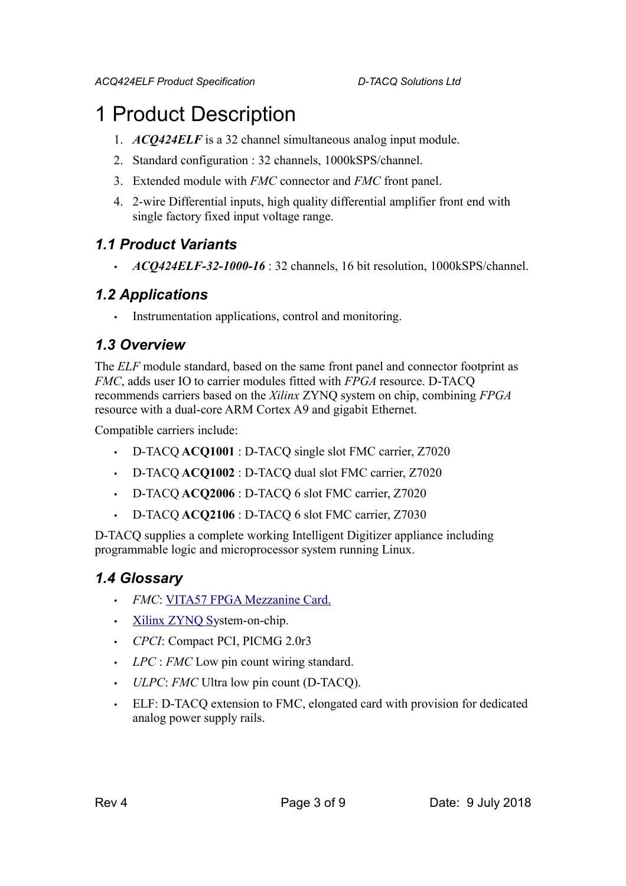# 1 Product Description

1. ***ACQ424ELF*** is a 32 channel simultaneous analog input module.
2. Standard configuration : 32 channels, 1000kSPS/channel.
3. Extended module with *FMC* connector and *FMC* front panel.
4. 2-wire Differential inputs, high quality differential amplifier front end with single factory fixed input voltage range.

## 1.1 Product Variants

- ***ACQ424ELF-32-1000-16*** : 32 channels, 16 bit resolution, 1000kSPS/channel.

## 1.2 Applications

- Instrumentation applications, control and monitoring.

## 1.3 Overview

The *ELF* module standard, based on the same front panel and connector footprint as *FMC*, adds user IO to carrier modules fitted with *FPGA* resource. D-TACQ recommends carriers based on the *Xilinx* ZYNQ system on chip, combining *FPGA* resource with a dual-core ARM Cortex A9 and gigabit Ethernet.

Compatible carriers include:

- D-TACQ **ACQ1001** : D-TACQ single slot FMC carrier, Z7020
- D-TACQ **ACQ1002** : D-TACQ dual slot FMC carrier, Z7020
- D-TACQ **ACQ2006** : D-TACQ 6 slot FMC carrier, Z7020
- D-TACQ **ACQ2106** : D-TACQ 6 slot FMC carrier, Z7030

D-TACQ supplies a complete working Intelligent Digitizer appliance including programmable logic and microprocessor system running Linux.

## 1.4 Glossary

- *FMC*: VITA57 FPGA Mezzanine Card.
- Xilinx ZYNQ System-on-chip.
- *CPCI*: Compact PCI, PICMG 2.0r3
- *LPC* : *FMC* Low pin count wiring standard.
- *ULPC*: *FMC* Ultra low pin count (D-TACQ).
- ELF: D-TACQ extension to FMC, elongated card with provision for dedicated analog power supply rails.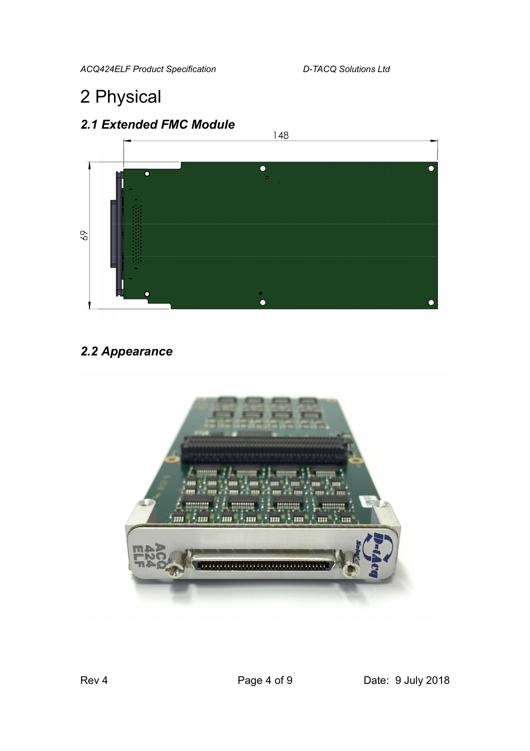# 2 Physical

## *2.1 Extended FMC Module*

## *2.2 Appearance*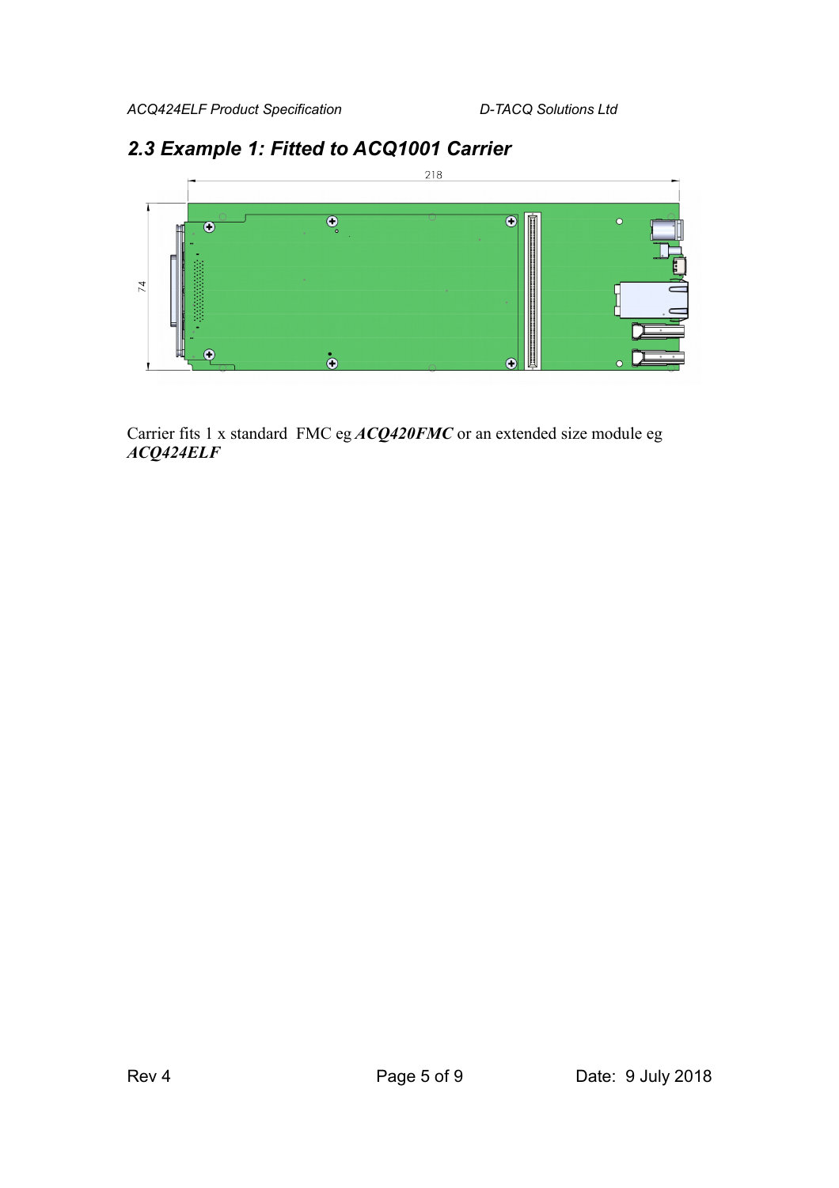## 2.3 Example 1: Fitted to ACQ1001 Carrier

218

74

Carrier fits 1 x standard FMC eg ***ACQ420FMC*** or an extended size module eg ***ACQ424ELF***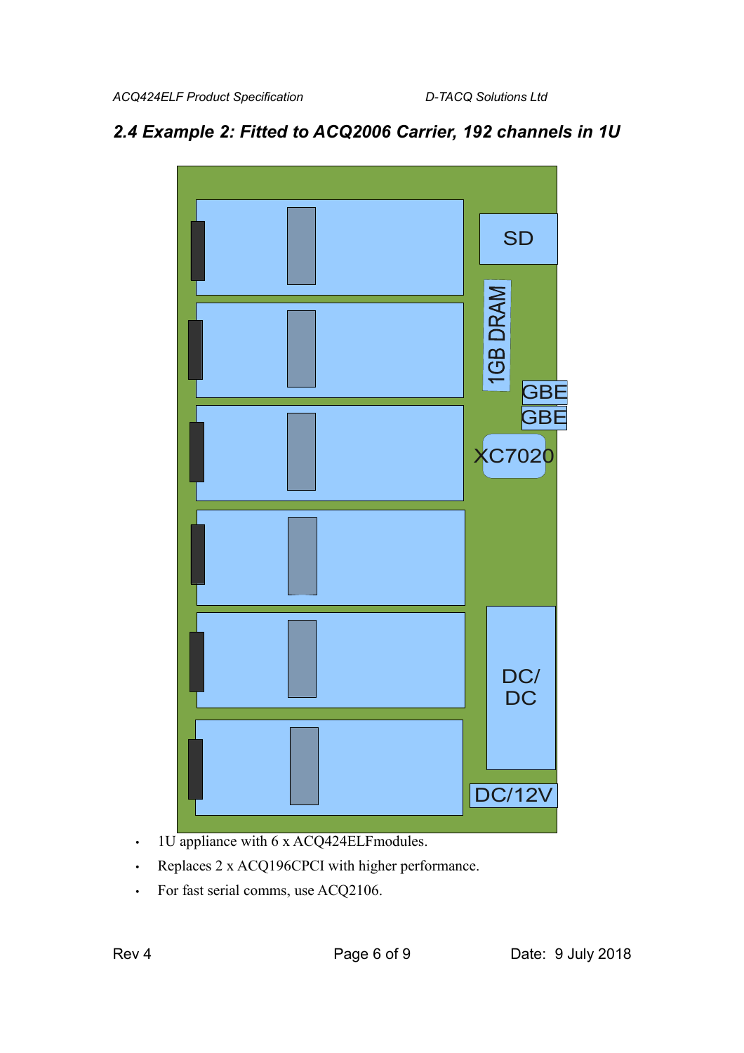## 2.4 Example 2: Fitted to ACQ2006 Carrier, 192 channels in 1U

SD

1GB DRAM

GBE

GBE

XC7020

DC/DC

DC/12V

- 1U appliance with 6 x ACQ424ELFmodules.
- Replaces 2 x ACQ196CPCI with higher performance.
- For fast serial comms, use ACQ2106.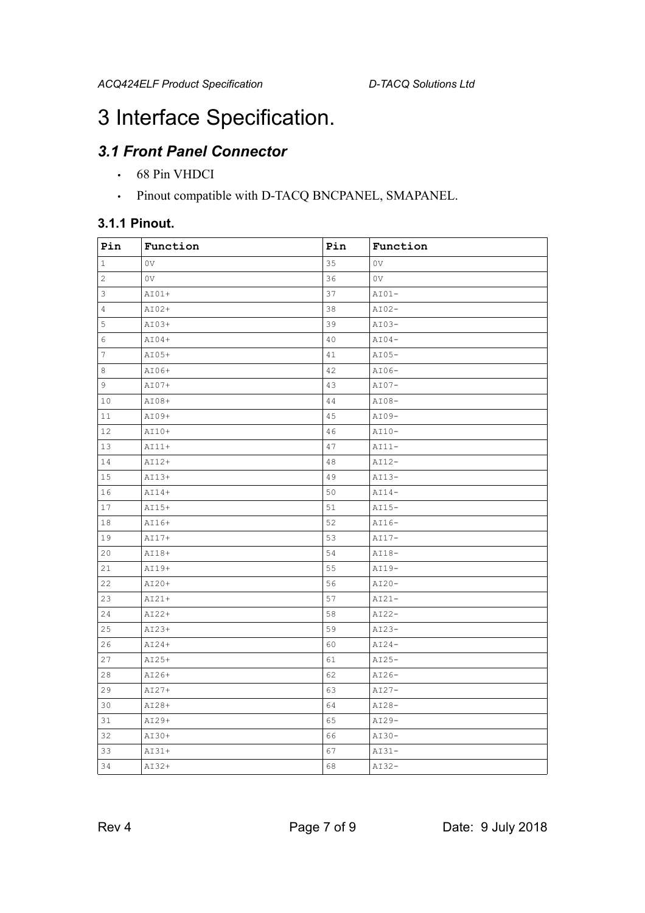# 3 Interface Specification.

## *3.1 Front Panel Connector*

- 68 Pin VHDCI
- Pinout compatible with D-TACQ BNCPANEL, SMAPANEL.

### 3.1.1 Pinout.

| Pin | Function | Pin | Function |
|---|---|---|---|
| 1 | 0V | 35 | 0V |
| 2 | 0V | 36 | 0V |
| 3 | AI01+ | 37 | AI01- |
| 4 | AI02+ | 38 | AI02- |
| 5 | AI03+ | 39 | AI03- |
| 6 | AI04+ | 40 | AI04- |
| 7 | AI05+ | 41 | AI05- |
| 8 | AI06+ | 42 | AI06- |
| 9 | AI07+ | 43 | AI07- |
| 10 | AI08+ | 44 | AI08- |
| 11 | AI09+ | 45 | AI09- |
| 12 | AI10+ | 46 | AI10- |
| 13 | AI11+ | 47 | AI11- |
| 14 | AI12+ | 48 | AI12- |
| 15 | AI13+ | 49 | AI13- |
| 16 | AI14+ | 50 | AI14- |
| 17 | AI15+ | 51 | AI15- |
| 18 | AI16+ | 52 | AI16- |
| 19 | AI17+ | 53 | AI17- |
| 20 | AI18+ | 54 | AI18- |
| 21 | AI19+ | 55 | AI19- |
| 22 | AI20+ | 56 | AI20- |
| 23 | AI21+ | 57 | AI21- |
| 24 | AI22+ | 58 | AI22- |
| 25 | AI23+ | 59 | AI23- |
| 26 | AI24+ | 60 | AI24- |
| 27 | AI25+ | 61 | AI25- |
| 28 | AI26+ | 62 | AI26- |
| 29 | AI27+ | 63 | AI27- |
| 30 | AI28+ | 64 | AI28- |
| 31 | AI29+ | 65 | AI29- |
| 32 | AI30+ | 66 | AI30- |
| 33 | AI31+ | 67 | AI31- |
| 34 | AI32+ | 68 | AI32- |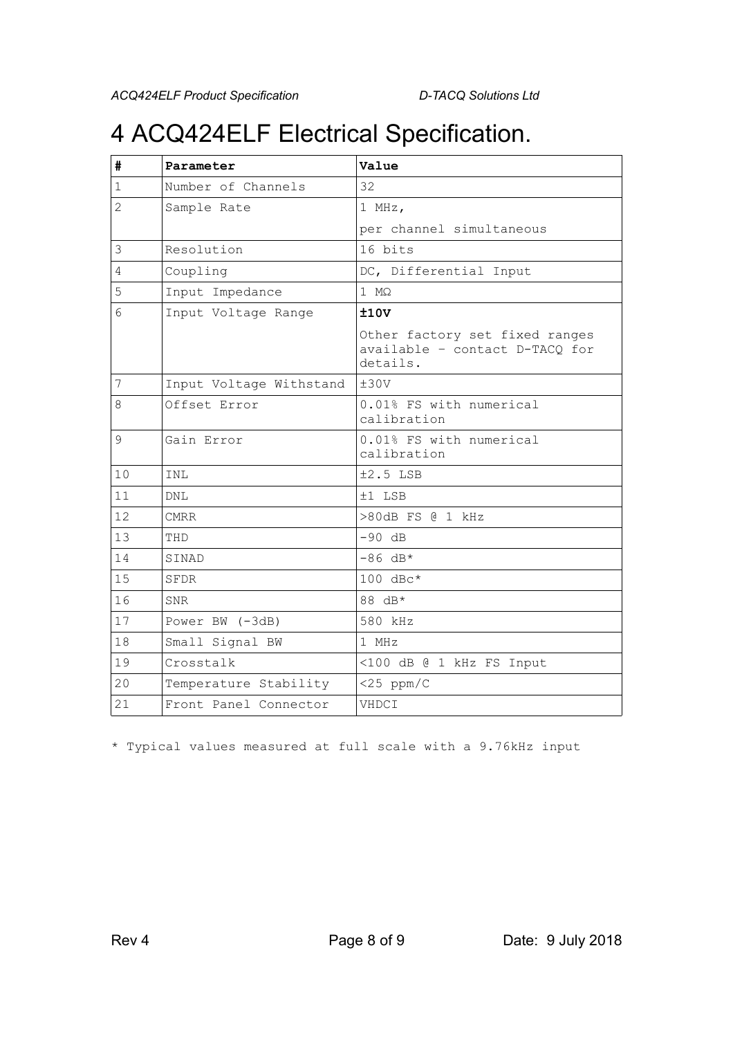# 4 ACQ424ELF Electrical Specification.

| # | Parameter | Value |
|---|---|---|
| 1 | Number of Channels | 32 |
| 2 | Sample Rate | 1 MHz,<br>per channel simultaneous |
| 3 | Resolution | 16 bits |
| 4 | Coupling | DC, Differential Input |
| 5 | Input Impedance | 1 MΩ |
| 6 | Input Voltage Range | **±10V**<br>Other factory set fixed ranges available – contact D-TACQ for details. |
| 7 | Input Voltage Withstand | ±30V |
| 8 | Offset Error | 0.01% FS with numerical calibration |
| 9 | Gain Error | 0.01% FS with numerical calibration |
| 10 | INL | ±2.5 LSB |
| 11 | DNL | ±1 LSB |
| 12 | CMRR | >80dB FS @ 1 kHz |
| 13 | THD | -90 dB |
| 14 | SINAD | -86 dB* |
| 15 | SFDR | 100 dBc* |
| 16 | SNR | 88 dB* |
| 17 | Power BW (-3dB) | 580 kHz |
| 18 | Small Signal BW | 1 MHz |
| 19 | Crosstalk | <100 dB @ 1 kHz FS Input |
| 20 | Temperature Stability | <25 ppm/C |
| 21 | Front Panel Connector | VHDCI |

* Typical values measured at full scale with a 9.76kHz input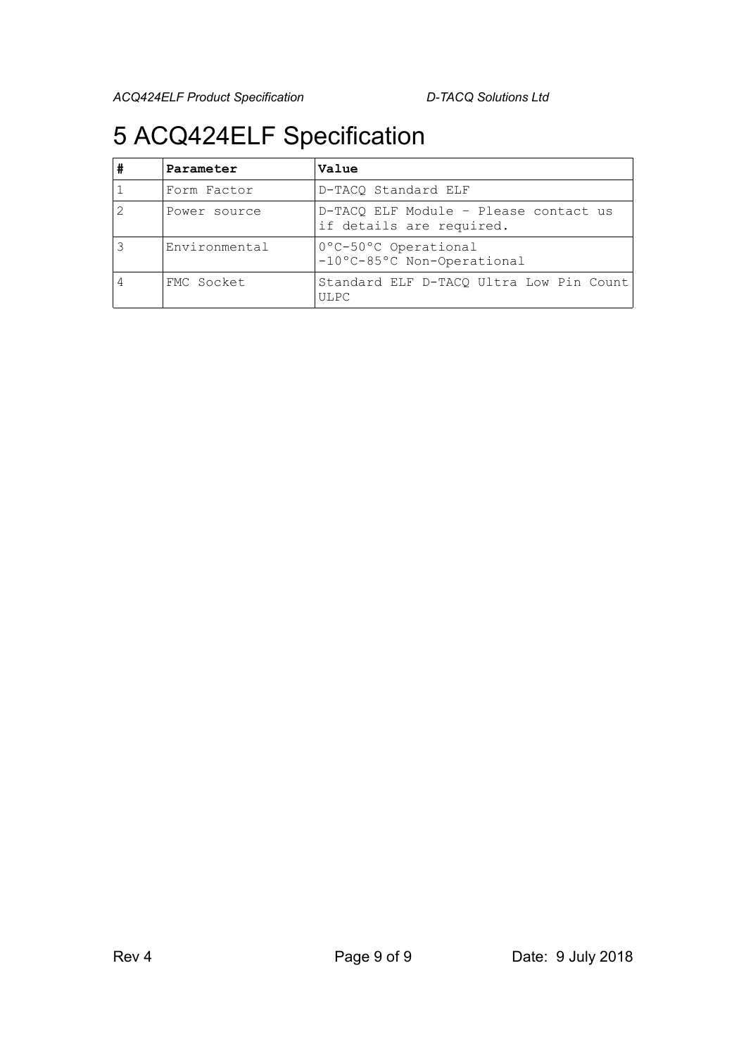# 5 ACQ424ELF Specification

| # | Parameter | Value |
|---|---|---|
| 1 | Form Factor | D-TACQ Standard ELF |
| 2 | Power source | D-TACQ ELF Module – Please contact us if details are required. |
| 3 | Environmental | 0°C-50°C Operational<br>-10°C-85°C Non-Operational |
| 4 | FMC Socket | Standard ELF D-TACQ Ultra Low Pin Count ULPC |